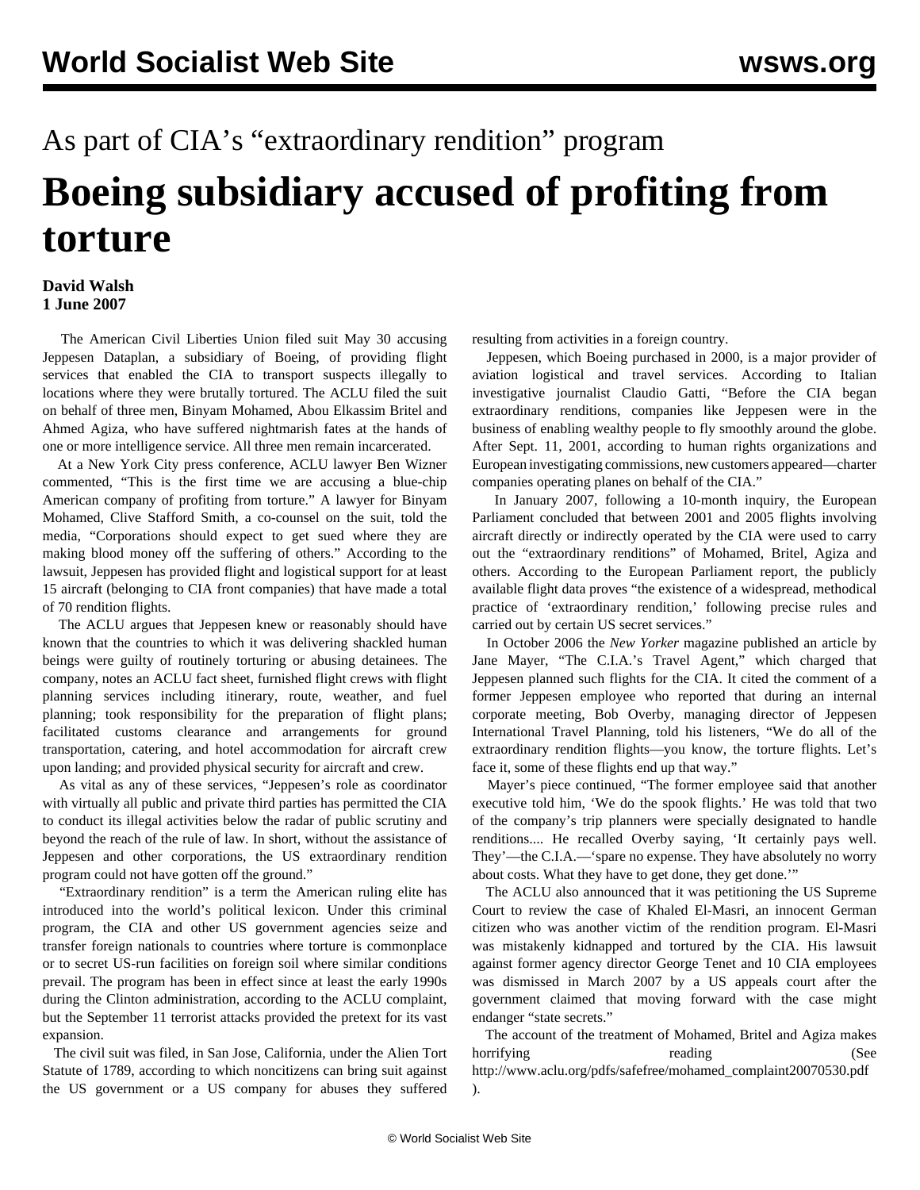# As part of CIA's "extraordinary rendition" program

# Boeing subsidiary accused of profiting from torture

**David Walsh**
**1 June 2007**

The American Civil Liberties Union filed suit May 30 accusing Jeppesen Dataplan, a subsidiary of Boeing, of providing flight services that enabled the CIA to transport suspects illegally to locations where they were brutally tortured. The ACLU filed the suit on behalf of three men, Binyam Mohamed, Abou Elkassim Britel and Ahmed Agiza, who have suffered nightmarish fates at the hands of one or more intelligence service. All three men remain incarcerated.

At a New York City press conference, ACLU lawyer Ben Wizner commented, "This is the first time we are accusing a blue-chip American company of profiting from torture." A lawyer for Binyam Mohamed, Clive Stafford Smith, a co-counsel on the suit, told the media, "Corporations should expect to get sued where they are making blood money off the suffering of others." According to the lawsuit, Jeppesen has provided flight and logistical support for at least 15 aircraft (belonging to CIA front companies) that have made a total of 70 rendition flights.

The ACLU argues that Jeppesen knew or reasonably should have known that the countries to which it was delivering shackled human beings were guilty of routinely torturing or abusing detainees. The company, notes an ACLU fact sheet, furnished flight crews with flight planning services including itinerary, route, weather, and fuel planning; took responsibility for the preparation of flight plans; facilitated customs clearance and arrangements for ground transportation, catering, and hotel accommodation for aircraft crew upon landing; and provided physical security for aircraft and crew.

As vital as any of these services, "Jeppesen's role as coordinator with virtually all public and private third parties has permitted the CIA to conduct its illegal activities below the radar of public scrutiny and beyond the reach of the rule of law. In short, without the assistance of Jeppesen and other corporations, the US extraordinary rendition program could not have gotten off the ground."

"Extraordinary rendition" is a term the American ruling elite has introduced into the world's political lexicon. Under this criminal program, the CIA and other US government agencies seize and transfer foreign nationals to countries where torture is commonplace or to secret US-run facilities on foreign soil where similar conditions prevail. The program has been in effect since at least the early 1990s during the Clinton administration, according to the ACLU complaint, but the September 11 terrorist attacks provided the pretext for its vast expansion.

The civil suit was filed, in San Jose, California, under the Alien Tort Statute of 1789, according to which noncitizens can bring suit against the US government or a US company for abuses they suffered resulting from activities in a foreign country.

Jeppesen, which Boeing purchased in 2000, is a major provider of aviation logistical and travel services. According to Italian investigative journalist Claudio Gatti, "Before the CIA began extraordinary renditions, companies like Jeppesen were in the business of enabling wealthy people to fly smoothly around the globe. After Sept. 11, 2001, according to human rights organizations and European investigating commissions, new customers appeared—charter companies operating planes on behalf of the CIA."

In January 2007, following a 10-month inquiry, the European Parliament concluded that between 2001 and 2005 flights involving aircraft directly or indirectly operated by the CIA were used to carry out the "extraordinary renditions" of Mohamed, Britel, Agiza and others. According to the European Parliament report, the publicly available flight data proves "the existence of a widespread, methodical practice of 'extraordinary rendition,' following precise rules and carried out by certain US secret services."

In October 2006 the *New Yorker* magazine published an article by Jane Mayer, "The C.I.A.'s Travel Agent," which charged that Jeppesen planned such flights for the CIA. It cited the comment of a former Jeppesen employee who reported that during an internal corporate meeting, Bob Overby, managing director of Jeppesen International Travel Planning, told his listeners, "We do all of the extraordinary rendition flights—you know, the torture flights. Let's face it, some of these flights end up that way."

Mayer's piece continued, "The former employee said that another executive told him, 'We do the spook flights.' He was told that two of the company's trip planners were specially designated to handle renditions.... He recalled Overby saying, 'It certainly pays well. They'—the C.I.A.—'spare no expense. They have absolutely no worry about costs. What they have to get done, they get done.'"

The ACLU also announced that it was petitioning the US Supreme Court to review the case of Khaled El-Masri, an innocent German citizen who was another victim of the rendition program. El-Masri was mistakenly kidnapped and tortured by the CIA. His lawsuit against former agency director George Tenet and 10 CIA employees was dismissed in March 2007 by a US appeals court after the government claimed that moving forward with the case might endanger "state secrets."

The account of the treatment of Mohamed, Britel and Agiza makes horrifying reading (See http://www.aclu.org/pdfs/safefree/mohamed_complaint20070530.pdf ).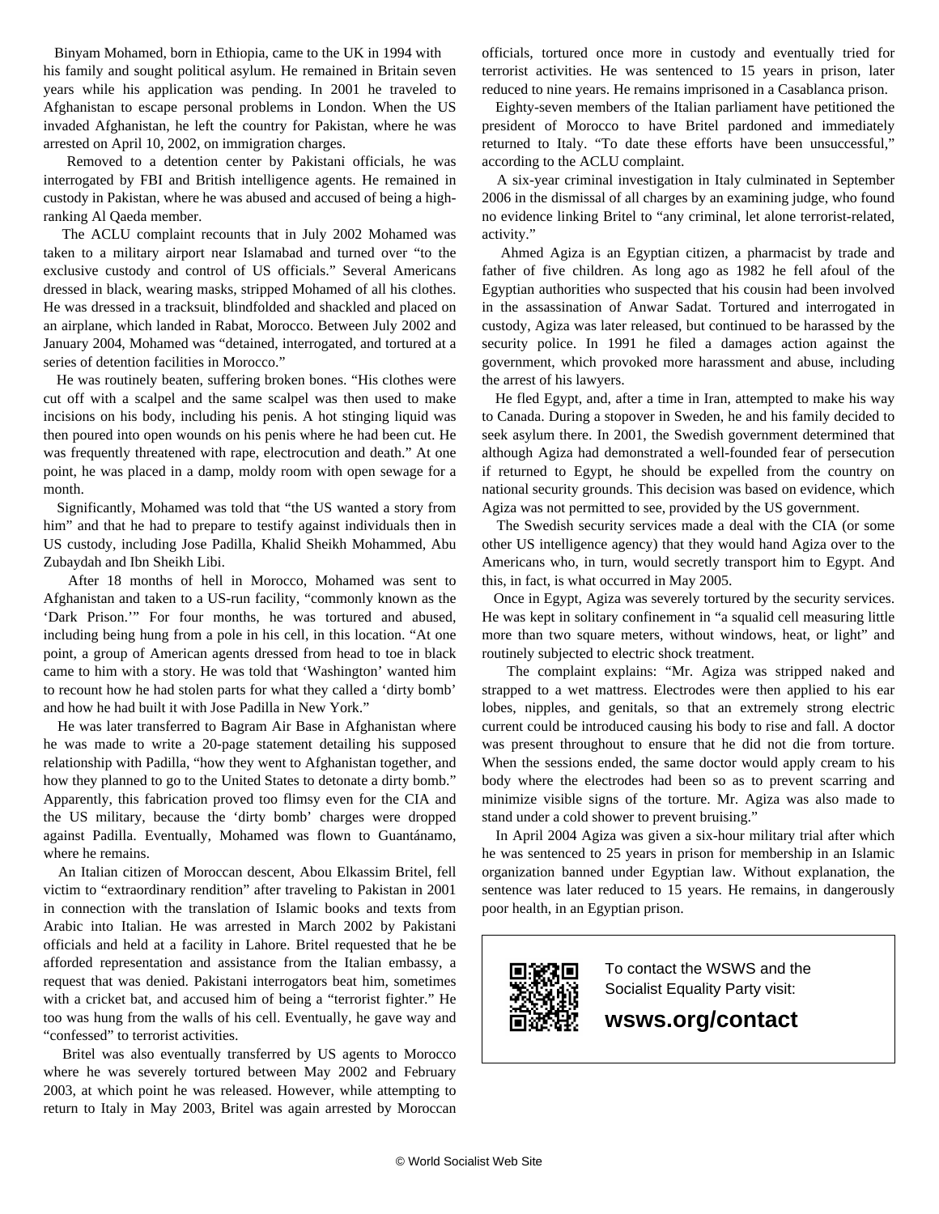Binyam Mohamed, born in Ethiopia, came to the UK in 1994 with his family and sought political asylum. He remained in Britain seven years while his application was pending. In 2001 he traveled to Afghanistan to escape personal problems in London. When the US invaded Afghanistan, he left the country for Pakistan, where he was arrested on April 10, 2002, on immigration charges.

Removed to a detention center by Pakistani officials, he was interrogated by FBI and British intelligence agents. He remained in custody in Pakistan, where he was abused and accused of being a high-ranking Al Qaeda member.

The ACLU complaint recounts that in July 2002 Mohamed was taken to a military airport near Islamabad and turned over "to the exclusive custody and control of US officials." Several Americans dressed in black, wearing masks, stripped Mohamed of all his clothes. He was dressed in a tracksuit, blindfolded and shackled and placed on an airplane, which landed in Rabat, Morocco. Between July 2002 and January 2004, Mohamed was "detained, interrogated, and tortured at a series of detention facilities in Morocco."

He was routinely beaten, suffering broken bones. "His clothes were cut off with a scalpel and the same scalpel was then used to make incisions on his body, including his penis. A hot stinging liquid was then poured into open wounds on his penis where he had been cut. He was frequently threatened with rape, electrocution and death." At one point, he was placed in a damp, moldy room with open sewage for a month.

Significantly, Mohamed was told that "the US wanted a story from him" and that he had to prepare to testify against individuals then in US custody, including Jose Padilla, Khalid Sheikh Mohammed, Abu Zubaydah and Ibn Sheikh Libi.

After 18 months of hell in Morocco, Mohamed was sent to Afghanistan and taken to a US-run facility, "commonly known as the 'Dark Prison.'" For four months, he was tortured and abused, including being hung from a pole in his cell, in this location. "At one point, a group of American agents dressed from head to toe in black came to him with a story. He was told that 'Washington' wanted him to recount how he had stolen parts for what they called a 'dirty bomb' and how he had built it with Jose Padilla in New York."

He was later transferred to Bagram Air Base in Afghanistan where he was made to write a 20-page statement detailing his supposed relationship with Padilla, "how they went to Afghanistan together, and how they planned to go to the United States to detonate a dirty bomb." Apparently, this fabrication proved too flimsy even for the CIA and the US military, because the 'dirty bomb' charges were dropped against Padilla. Eventually, Mohamed was flown to Guantánamo, where he remains.

An Italian citizen of Moroccan descent, Abou Elkassim Britel, fell victim to "extraordinary rendition" after traveling to Pakistan in 2001 in connection with the translation of Islamic books and texts from Arabic into Italian. He was arrested in March 2002 by Pakistani officials and held at a facility in Lahore. Britel requested that he be afforded representation and assistance from the Italian embassy, a request that was denied. Pakistani interrogators beat him, sometimes with a cricket bat, and accused him of being a "terrorist fighter." He too was hung from the walls of his cell. Eventually, he gave way and "confessed" to terrorist activities.

Britel was also eventually transferred by US agents to Morocco where he was severely tortured between May 2002 and February 2003, at which point he was released. However, while attempting to return to Italy in May 2003, Britel was again arrested by Moroccan officials, tortured once more in custody and eventually tried for terrorist activities. He was sentenced to 15 years in prison, later reduced to nine years. He remains imprisoned in a Casablanca prison.

Eighty-seven members of the Italian parliament have petitioned the president of Morocco to have Britel pardoned and immediately returned to Italy. "To date these efforts have been unsuccessful," according to the ACLU complaint.

A six-year criminal investigation in Italy culminated in September 2006 in the dismissal of all charges by an examining judge, who found no evidence linking Britel to "any criminal, let alone terrorist-related, activity."

Ahmed Agiza is an Egyptian citizen, a pharmacist by trade and father of five children. As long ago as 1982 he fell afoul of the Egyptian authorities who suspected that his cousin had been involved in the assassination of Anwar Sadat. Tortured and interrogated in custody, Agiza was later released, but continued to be harassed by the security police. In 1991 he filed a damages action against the government, which provoked more harassment and abuse, including the arrest of his lawyers.

He fled Egypt, and, after a time in Iran, attempted to make his way to Canada. During a stopover in Sweden, he and his family decided to seek asylum there. In 2001, the Swedish government determined that although Agiza had demonstrated a well-founded fear of persecution if returned to Egypt, he should be expelled from the country on national security grounds. This decision was based on evidence, which Agiza was not permitted to see, provided by the US government.

The Swedish security services made a deal with the CIA (or some other US intelligence agency) that they would hand Agiza over to the Americans who, in turn, would secretly transport him to Egypt. And this, in fact, is what occurred in May 2005.

Once in Egypt, Agiza was severely tortured by the security services. He was kept in solitary confinement in "a squalid cell measuring little more than two square meters, without windows, heat, or light" and routinely subjected to electric shock treatment.

The complaint explains: "Mr. Agiza was stripped naked and strapped to a wet mattress. Electrodes were then applied to his ear lobes, nipples, and genitals, so that an extremely strong electric current could be introduced causing his body to rise and fall. A doctor was present throughout to ensure that he did not die from torture. When the sessions ended, the same doctor would apply cream to his body where the electrodes had been so as to prevent scarring and minimize visible signs of the torture. Mr. Agiza was also made to stand under a cold shower to prevent bruising."

In April 2004 Agiza was given a six-hour military trial after which he was sentenced to 25 years in prison for membership in an Islamic organization banned under Egyptian law. Without explanation, the sentence was later reduced to 15 years. He remains, in dangerously poor health, in an Egyptian prison.

To contact the WSWS and the Socialist Equality Party visit:

**wsws.org/contact**